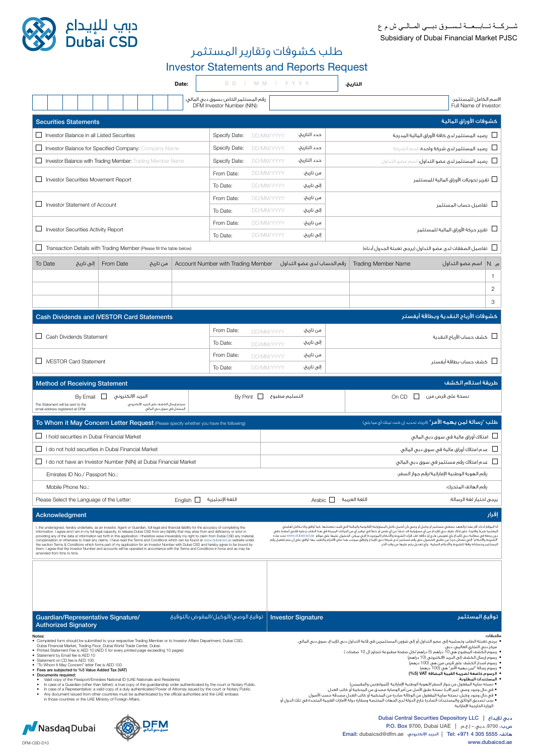دبي للإيداع
Dubai CSD

شـركـة تـابـعـة لـسـوق دبـي المـالـي ش م ع
Subsidiary of Dubai Financial Market PJSC

# طلب كشوفات وتقارير المستثمر
# Investor Statements and Reports Request

**Date:** DD / MM / YYYY **التاريخ:**

| رقم المستثمر الخاص بسوق دبي المالي: DFM Investor Number (NIN): | | الاسم الكامل للمستثمر: Full Name of Investor: |
|---|---|---|

## Securities Statements — كشوفات الأوراق المالية

| | | | |
|---|---|---|---|
| ☐ Investor Balance in all Listed Securities | Specify Date: DD/MM/YYYY | حدد التاريخ: | رصيد المستثمر لدى كافة الأوراق المالية المدرجة ☐ |
| ☐ Investor Balance for Specified Company: Company Name | Specify Date: DD/MM/YYYY | حدد التاريخ: | رصيد المستثمر لدى شركة واحدة: اسم الشركة ☐ |
| ☐ Investor Balance with Trading Member: Trading Member Name | Specify Date: DD/MM/YYYY | حدد التاريخ: | رصيد المستثمر لدى عضو التداول: اسم عضو التداول ☐ |
| ☐ Investor Securities Movement Report | From Date: DD/MM/YYYY | من تاريخ: | تقرير تحويلات الأوراق المالية للمستثمر ☐ |
| | To Date: DD/MM/YYYY | إلى تاريخ: | |
| ☐ Investor Statement of Account | From Date: DD/MM/YYYY | من تاريخ: | تفاصيل حساب المستثمر ☐ |
| | To Date: DD/MM/YYYY | إلى تاريخ: | |
| ☐ Investor Securities Activity Report | From Date: DD/MM/YYYY | من تاريخ: | تقرير حركة الأوراق المالية للمستثمر ☐ |
| | To Date: DD/MM/YYYY | إلى تاريخ: | |

☐ Transaction Details with Trading Member (Please fill the table below) — تفاصيل الصفقات لدى عضو التداول (يرجى تعبئة الجدول أدناه) ☐

| To Date إلى تاريخ | From Date من تاريخ | Account Number with Trading Member رقم الحساب لدى عضو التداول | Trading Member Name اسم عضو التداول | N. م |
|---|---|---|---|---|
| | | | | 1 |
| | | | | 2 |
| | | | | 3 |

## Cash Dividends and iVESTOR Card Statements — كشوفات الأرباح النقدية وبطاقة آيفستر

| | | | |
|---|---|---|---|
| ☐ Cash Dividends Statement | From Date: DD/MM/YYYY | من تاريخ: | كشف حساب الأرباح النقدية ☐ |
| | To Date: DD/MM/YYYY | إلى تاريخ: | |
| ☐ iVESTOR Card Statement | From Date: DD/MM/YYYY | من تاريخ: | كشف حساب بطاقة آيفستر ☐ |
| | To Date: DD/MM/YYYY | إلى تاريخ: | |

## Method of Receiving Statement — طريقة استلام الكشف

| | | |
|---|---|---|
| By Email ☐ البريد الإلكتروني<br>The Statement will be sent to the email address registered at DFM<br>سيتم إرسال الكشف على البريد الإلكتروني المسجل في سوق دبي المالي | By Print ☐ التسليم مطبوع | On CD ☐ نسخة على قرص مرن |

## To Whom it May Concern Letter Request (Please specify whether you have the following) — طلب "رسالة لمن يهمه الأمر" (الرجاء تحديد إن كنت تملك أي مما يلي)

| | |
|---|---|
| ☐ I hold securities in Dubai Financial Market | امتلاك أوراق مالية في سوق دبي المالي ☐ |
| ☐ I do not hold securities in Dubai Financial Market | عدم امتلاك أوراق مالية في سوق دبي المالي ☐ |
| ☐ I do not have an Investor Number (NIN) at Dubai Financial Market | عدم امتلاك رقم مستثمر في سوق دبي المالي ☐ |
| Emirates ID No./ Passport No.: | رقم الهوية الوطنية الإماراتية/رقم جواز السفر: |
| Mobile Phone No.: | رقم الهاتف المتحرك: |
| Please Select the Language of the Letter: English ☐ اللغة الإنجليزية | Arabic ☐ اللغة العربية يرجى اختيار لغة الرسالة: |

## Acknowledgment — إقرار

I, the undersigned, hereby undertake, as an investor, Agent or Guardian, full legal and financial liability for the accuracy of completing the information. I agree and I am in my full legal capacity, to release Dubai CSD from any liability that may arise from and deficiency or error in providing any of the data or information set forth in this application. I therefore waive irreversibly my right to claim from Dubai CSD any material, compensation or otherwise to meet any claims. I have read the Terms and Conditions which can be found at www.dubaicsd.ae website under the section Terms & Conditions which form part of my application for an Investor Number with Dubai CSD and hereby agree to be bound by them. I agree that the Investor Number and accounts will be operated in accordance with the Terms and Conditions in force and as may be amended from time to time.

أنا الموقع أدناه، أقر بهذا وأتعهد بصفتي مستثمر أو وكيل أو وصي بأن أتحمل كامل المسؤولية القانونية والمالية التي قمت بتعبئتها، كما أوافق وأنا بكامل أهليتي المعتبرة شرعاً وقانوناً، على إخلاء طرف دبي للإيداع من أي مسؤولية قد تنشأ عن أي نقص أو خطأ في توفير أي من البيانات المبينة في هذا الطلب وعليه فإنني أسقط حقي دون رجعة في مطالبة دبي للإيداع بأي تعويض مادي أو خلافه. لقد قرأت الشروط والأحكام (الموجودة) التي يمكن الحصول عليها على موقع www.dubaicsd.ae تحت مادة "الشروط والأحكام" التي تشكل جزءاً من طلبي للحصول على رقم مستثمر لدى شركة دبي للإيداع وأوافق بموجب هذا على الالتزام والتقيد بها. أوافق على أن يتم تفعيل رقم المستثمر وحساباته وفقاً للشروط والأحكام السارية، وأي تعديل يتم عليها من وقت لآخر.

| Guardian/Representative Signature/ Authorized Signatory — توقيع الوصي/الوكيل/المفوض بالتوقيع | Investor Signature — توقيع المستثمر |
|---|---|
| | |

**Notes:**
- Completed form should be submitted to your respective Trading Member or to Investor Affairs Department, Dubai CSD, Dubai Financial Market, Trading Floor, Dubai World Trade Center, Dubai.
- Printed Statement Fee is AED 10 (AED 5 for every printed page exceeding 10 pages)
- Statement by Email fee is AED 10
- Statement on CD fee is AED 100
- "To Whom It May Concern" letter Fee is AED 100
- **Fees are subjected to %5 Value Added Tax (VAT)**
- **Documents required:**
  - Valid copy of the Passport/Emirates National ID (UAE Nationals and Residents)
  - In case of a Guardian (other than father): a true copy of the guardianship order authenticated by the court or Notary Public.
  - In case of a Representative: a valid copy of a duly authenticated Power of Attorney issued by the court or Notary Public.
  - Any document issued from other countries must be authenticated by the official authorities and the UAE embass in those countries or the UAE Ministry of Foreign Affairs.

**ملاحظات:**
- يرجى تعبئة الطلب وتسليمه إلى عضو التداول أو إلى شؤون المستثمرين في قاعة التداول دبي للإيداع، سوق دبي المالي، مركز دبي التجاري العالمي، دبي.
- رسوم الكشف المطبوع هي 10 دراهم (5 دراهم لكل صفحة مطبوعة تتجاوز الـ 10 صفحات)
- رسوم إرسال الكشف إلى البريد الالكتروني (10 دراهم)
- رسوم إصدار الكشف على قرص مرن هي (100 درهم)
- رسوم رسالة "لمن يهمه الأمر" هي (100 درهم)
- **الرسوم خاضعة لضريبة القيمة المضافة VAT (%5)**
- **المستندات المطلوبة:**
  - نسخة سارية المفعول من جواز السفر/الهوية الوطنية الإماراتية (للمواطنين والمقيمين)
  - في حال وجود وصي (غير الأب): نسخة طبق الأصل من أمر الوصاية مصدق من المحكمة أو كاتب العدل.
  - في حال وجود وكيل: نسخة سارية المفعول من الوكالة صادرة من المحكمة أو كاتب العدل مصدقة حسب الأصول.
  - يجب تصديق الوثائق والمستندات الصادرة خارج الدولة لدى الجهات المختصة وسفارة دولة الامارات العربية المتحدة في تلك الدول أو الوزارة الخارجية الإماراتية.

Dubai Central Securities Depository LLC | دبي للإيداع
P.O. Box 9700, Dubai UAE | ص.ب. 9700، دبي - إ.ع.م
Email: dubaicsd@dfm.ae البريد الإلكتروني | Tel: +971 4 305 5555 هاتف
www.dubaicsd.ae

DFM-CSD-D10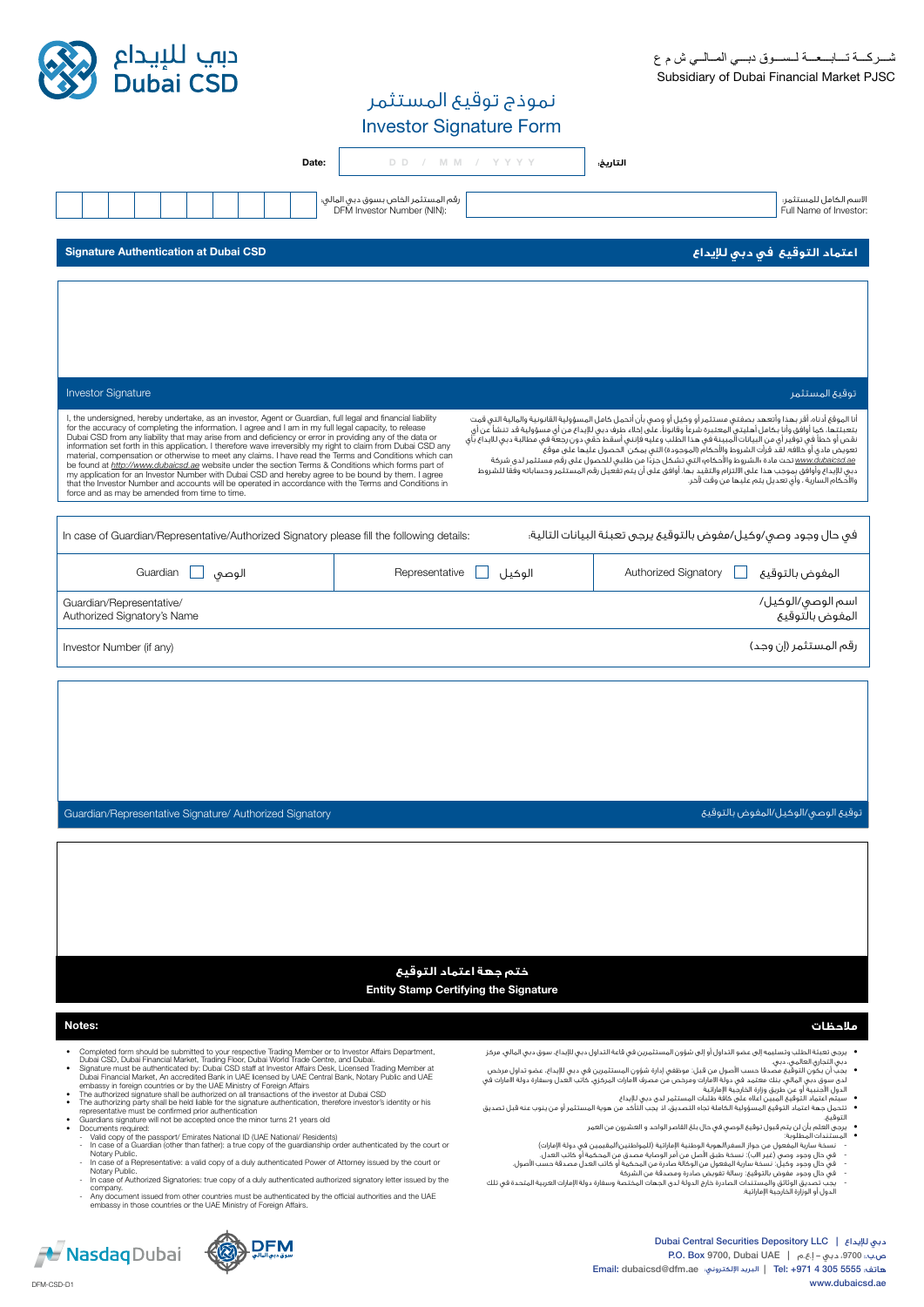دبي للإيداع
Dubai CSD

شـركـة تـابـعـة لـسـوق دبـي المـالـي ش م ع
Subsidiary of Dubai Financial Market PJSC

# نموذج توقيع المستثمر
# Investor Signature Form

| Date: | D D / M M / Y Y Y Y | :التاريخ |
|---|---|---|

| Full Name of Investor: الاسم الكامل للمستثمر | | DFM Investor Number (NIN): رقم المستثمر الخاص بسوق دبي المالي | |
|---|---|---|---|

## Signature Authentication at Dubai CSD — اعتماد التوقيع في دبي للإيداع

Investor Signature — توقيع المستثمر

I, the undersigned, hereby undertake, as an investor, Agent or Guardian, full legal and financial liability for the accuracy of completing the information. I agree and I am in my full legal capacity, to release Dubai CSD from any liability that may arise from and deficiency or error in providing any of the data or information set forth in this application. I therefore wave irreversibly my right to claim from Dubai CSD any material, compensation or otherwise to meet any claims. I have read the Terms and Conditions which can be found at *http://www.dubaicsd.ae* website under the section Terms & Conditions which forms part of my application for an Investor Number with Dubai CSD and hereby agree to be bound by them. I agree that the Investor Number and accounts will be operated in accordance with the Terms and Conditions in force and as may be amended from time to time.

أنا الموقع أدناه، أقر بهذا وأتعهد بصفتي مستثمر أو وكيل أو وصي بأن أتحمل كامل المسؤولية القانونية والمالية التي قمت بتعبئتها، كما أوافق وأنا بكامل أهليتي المعتبرة شرعاً وقانوناً، على إخلاء طرف دبي للإيداع من أي مسؤولية قد تنشأ عن أي نقص أو خطأ في توفير أي من البيانات المبينة في هذا الطلب وعليه فإنني أسقط حقي دون رجعة في مطالبة دبي للإيداع بأي تعويض مادي أو خلافه لقد قرأت الشروط والأحكام (الموجودة) التي يمكن الحصول عليها على موقع *www.dubaicsd.ae* تحت مادة «الشروط والأحكام» التي تشكل جزءاً من طلبي للحصول على رقم مستثمر لدى شركة دبي للإيداع وأوافق بموجب هذا على الالتزام والتقيد بها. أوافق على أن يتم تفعيل رقم المستثمر وحساباته وفقاً للشروط والأحكام السارية، وأي تعديل يتم عليها من وقت لآخر.

| In case of Guardian/Representative/Authorized Signatory please fill the following details: | | في حال وجود وصي/وكيل/مفوض بالتوقيع يرجى تعبئة البيانات التالية: |
|---|---|---|
| Guardian ☐ الوصي | Representative ☐ الوكيل | Authorized Signatory ☐ المفوض بالتوقيع |
| Guardian/Representative/ Authorized Signatory's Name | | اسم الوصي/الوكيل/ المفوض بالتوقيع |
| Investor Number (if any) | | رقم المستثمر (إن وجد) |

Guardian/Representative Signature/ Authorized Signatory — توقيع الوصي/الوكيل/المفوض بالتوقيع

## ختم جهة اعتماد التوقيع
## Entity Stamp Certifying the Signature

## Notes: — ملاحظات

- Completed form should be submitted to your respective Trading Member or to Investor Affairs Department, Dubai CSD, Dubai Financial Market, Trading Floor, Dubai World Trade Centre, and Dubai.
- Signature must be authenticated by: Dubai CSD staff at Investor Affairs Desk, Licensed Trading Member at Dubai Financial Market, An accredited Bank in UAE licensed by UAE Central Bank, Notary Public and UAE embassy in foreign countries or by the UAE Ministry of Foreign Affairs
- The authorized signature shall be authorized on all transactions of the investor at Dubai CSD
- The authorizing party shall be held liable for the signature authentication, therefore investor's identity or his representative must be confirmed prior authentication
- Guardians signature will not be accepted once the minor turns 21 years old
- Documents required:
  - Valid copy of the passport/ Emirates National ID (UAE National/ Residents)
  - In case of a Guardian (other than father): a true copy of the guardianship order authenticated by the court or Notary Public.
  - In case of a Representative: a valid copy of a duly authenticated Power of Attorney issued by the court or Notary Public.
  - In case of Authorized Signatories: true copy of a duly authenticated authorized signatory letter issued by the company.
  - Any document issued from other countries must be authenticated by the official authorities and the UAE embassy in those countries or the UAE Ministry of Foreign Affairs.

- يرجى تعبئة الطلب وتسليمه إلى عضو التداول أو إلى شؤون المستثمرين في قاعة التداول دبي للإيداع، سوق دبي المالي، مركز دبي التجاري العالمي، دبي.
- يجب أن يكون التوقيع مصدقاً حسب الأصول من قبل: موظفي إدارة شؤون المستثمرين في دبي للإيداع، عضو تداول مرخص لدى سوق دبي المالي، بنك معتمد في دولة الامارات ومرخص من مصرف الامارات المركزي، كاتب العدل وسفارة دولة الامارات في الدول الأجنبية أو عن طريق وزارة الخارجية الإماراتية
- سيتم اعتماد التوقيع المبين اعلاه على كافة طلبات المستثمر لدى دبي للإيداع
- تتحمل جهة اعتماد التوقيع المسؤولية الكاملة تجاه التصديق، اذ يجب التأكد من هوية المستثمر أو من ينوب عنه قبل تصديق التوقيع.
- يرجى العلم بأن لن يتم قبول توقيع الوصي في حال بلغ القاصر الواحد و العشرون من العمر
- المستندات المطلوبة:
  - نسخة سارية المفعول من جواز السفر/الهوية الوطنية الإماراتية (للمواطنين/المقيمين في دولة الإمارات)
  - في حال وجود وصي (غير الأب): نسخة طبق الأصل من أمر الوصاية مصدق من المحكمة أو كاتب العدل.
  - في حال وجود وكيل: نسخة سارية المفعول من الوكالة صادرة من المحكمة أو كاتب العدل مصدقة حسب الأصول.
  - في حال وجود مفوض بالتوقيع: رسالة تفويض صادرة ومصدقة من الشركة
  - يجب تصديق الوثائق والمستندات الصادرة خارج الدولة لدى الجهات المختصة وسفارة دولة الإمارات العربية المتحدة في تلك الدول أو الوزارة الخارجية الإماراتية

Nasdaq Dubai | DFM سوق دبي المالي

Dubai Central Securities Depository LLC | دبي للإيداع
P.O. Box 9700, Dubai UAE | ص.ب. 9700، دبي - إ.ع.م
Email: dubaicsd@dfm.ae البريد الإلكتروني | Tel: +971 4 305 5555 :هاتف
www.dubaicsd.ae

DFM-CSD-D1